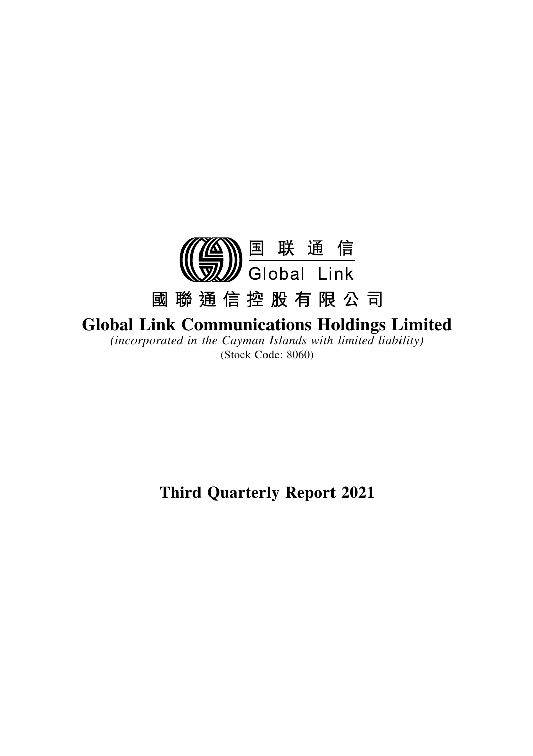国 联 通 信

Global Link

# 國聯通信控股有限公司

# Global Link Communications Holdings Limited

*(incorporated in the Cayman Islands with limited liability)*

(Stock Code: 8060)

# Third Quarterly Report 2021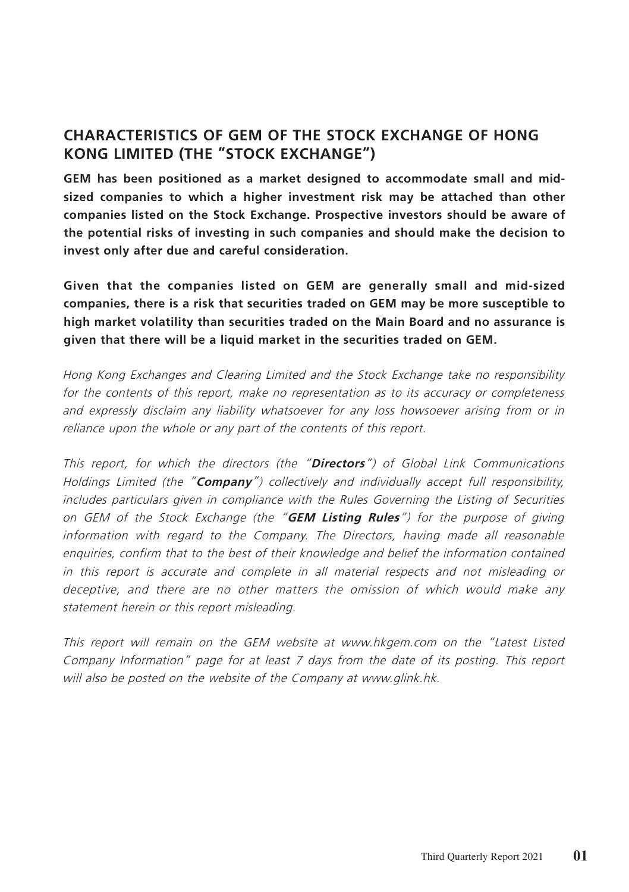## CHARACTERISTICS OF GEM OF THE STOCK EXCHANGE OF HONG KONG LIMITED (THE "STOCK EXCHANGE")

**GEM has been positioned as a market designed to accommodate small and mid-sized companies to which a higher investment risk may be attached than other companies listed on the Stock Exchange. Prospective investors should be aware of the potential risks of investing in such companies and should make the decision to invest only after due and careful consideration.**

**Given that the companies listed on GEM are generally small and mid-sized companies, there is a risk that securities traded on GEM may be more susceptible to high market volatility than securities traded on the Main Board and no assurance is given that there will be a liquid market in the securities traded on GEM.**

*Hong Kong Exchanges and Clearing Limited and the Stock Exchange take no responsibility for the contents of this report, make no representation as to its accuracy or completeness and expressly disclaim any liability whatsoever for any loss howsoever arising from or in reliance upon the whole or any part of the contents of this report.*

*This report, for which the directors (the "**Directors**") of Global Link Communications Holdings Limited (the "**Company**") collectively and individually accept full responsibility, includes particulars given in compliance with the Rules Governing the Listing of Securities on GEM of the Stock Exchange (the "**GEM Listing Rules**") for the purpose of giving information with regard to the Company. The Directors, having made all reasonable enquiries, confirm that to the best of their knowledge and belief the information contained in this report is accurate and complete in all material respects and not misleading or deceptive, and there are no other matters the omission of which would make any statement herein or this report misleading.*

*This report will remain on the GEM website at www.hkgem.com on the "Latest Listed Company Information" page for at least 7 days from the date of its posting. This report will also be posted on the website of the Company at www.glink.hk.*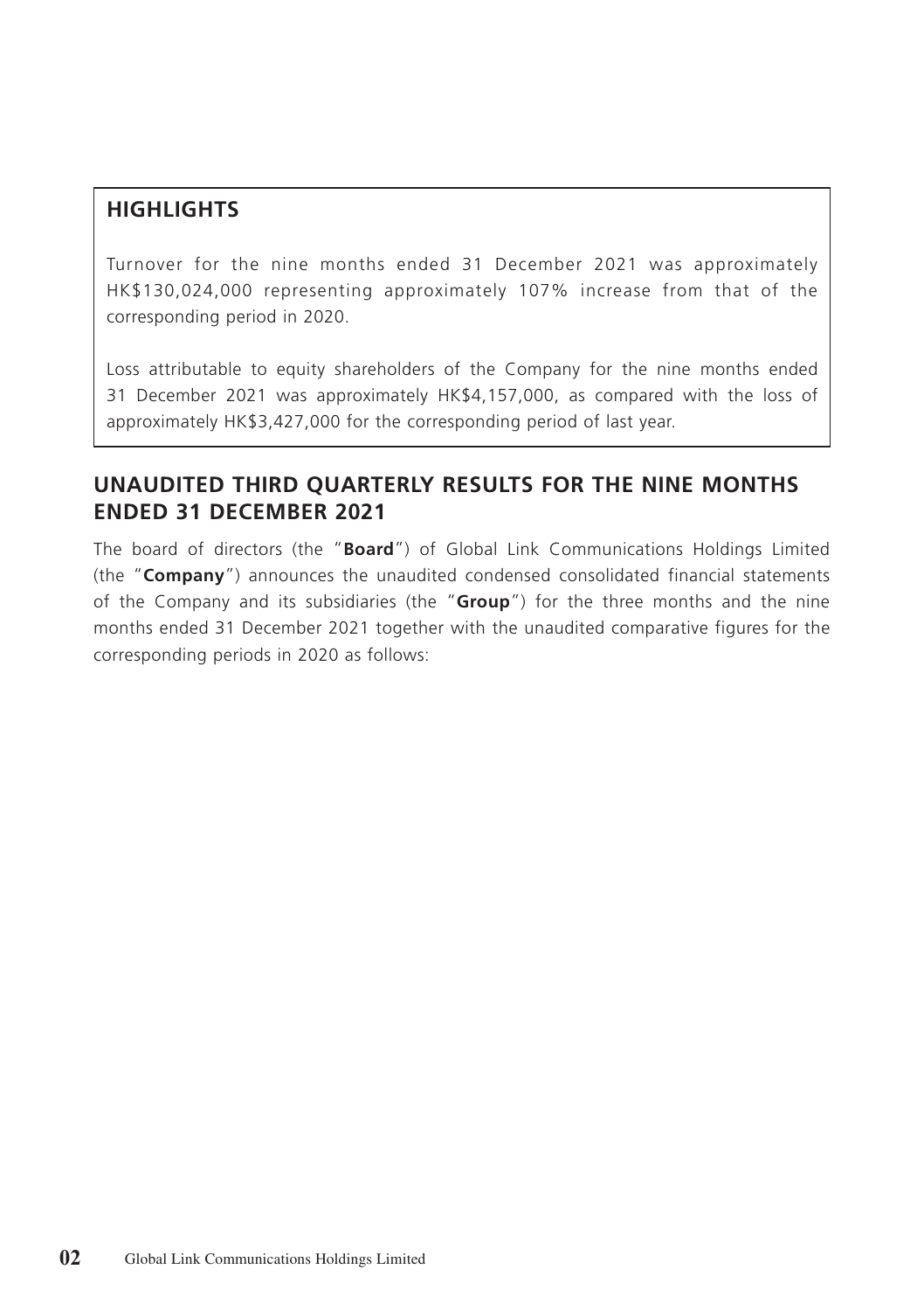## HIGHLIGHTS

Turnover for the nine months ended 31 December 2021 was approximately HK$130,024,000 representing approximately 107% increase from that of the corresponding period in 2020.

Loss attributable to equity shareholders of the Company for the nine months ended 31 December 2021 was approximately HK$4,157,000, as compared with the loss of approximately HK$3,427,000 for the corresponding period of last year.

## UNAUDITED THIRD QUARTERLY RESULTS FOR THE NINE MONTHS ENDED 31 DECEMBER 2021

The board of directors (the "**Board**") of Global Link Communications Holdings Limited (the "**Company**") announces the unaudited condensed consolidated financial statements of the Company and its subsidiaries (the "**Group**") for the three months and the nine months ended 31 December 2021 together with the unaudited comparative figures for the corresponding periods in 2020 as follows: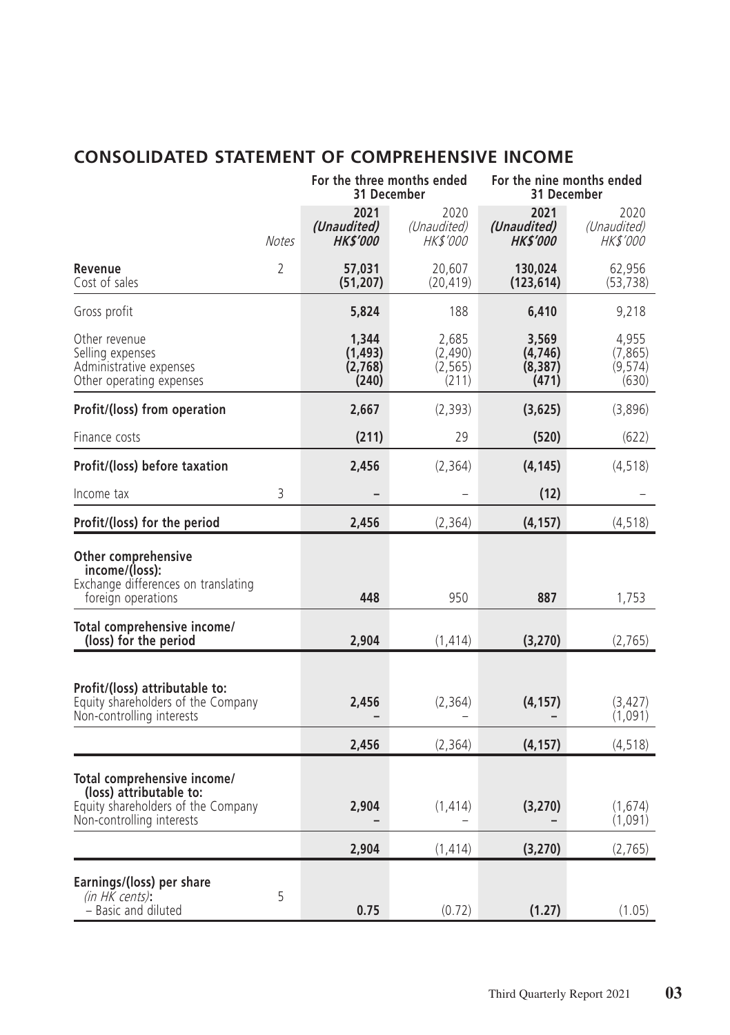## CONSOLIDATED STATEMENT OF COMPREHENSIVE INCOME

| | Notes | For the three months ended 31 December | | For the nine months ended 31 December | |
|---|---|---|---|---|---|
| | | **2021** | 2020 | **2021** | 2020 |
| | | ***(Unaudited)*** | *(Unaudited)* | ***(Unaudited)*** | *(Unaudited)* |
| | | ***HK$'000*** | *HK$'000* | ***HK$'000*** | *HK$'000* |
| **Revenue** | 2 | **57,031** | 20,607 | **130,024** | 62,956 |
| Cost of sales | | **(51,207)** | (20,419) | **(123,614)** | (53,738) |
| Gross profit | | **5,824** | 188 | **6,410** | 9,218 |
| Other revenue | | **1,344** | 2,685 | **3,569** | 4,955 |
| Selling expenses | | **(1,493)** | (2,490) | **(4,746)** | (7,865) |
| Administrative expenses | | **(2,768)** | (2,565) | **(8,387)** | (9,574) |
| Other operating expenses | | **(240)** | (211) | **(471)** | (630) |
| **Profit/(loss) from operation** | | **2,667** | (2,393) | **(3,625)** | (3,896) |
| Finance costs | | **(211)** | 29 | **(520)** | (622) |
| **Profit/(loss) before taxation** | | **2,456** | (2,364) | **(4,145)** | (4,518) |
| Income tax | 3 | **–** | – | **(12)** | – |
| **Profit/(loss) for the period** | | **2,456** | (2,364) | **(4,157)** | (4,518) |
| **Other comprehensive income/(loss):** | | | | | |
| Exchange differences on translating foreign operations | | **448** | 950 | **887** | 1,753 |
| **Total comprehensive income/(loss) for the period** | | **2,904** | (1,414) | **(3,270)** | (2,765) |
| **Profit/(loss) attributable to:** | | | | | |
| Equity shareholders of the Company | | **2,456** | (2,364) | **(4,157)** | (3,427) |
| Non-controlling interests | | **–** | – | **–** | (1,091) |
| | | **2,456** | (2,364) | **(4,157)** | (4,518) |
| **Total comprehensive income/(loss) attributable to:** | | | | | |
| Equity shareholders of the Company | | **2,904** | (1,414) | **(3,270)** | (1,674) |
| Non-controlling interests | | **–** | – | **–** | (1,091) |
| | | **2,904** | (1,414) | **(3,270)** | (2,765) |
| **Earnings/(loss) per share** *(in HK cents)*: | 5 | | | | |
| – Basic and diluted | | **0.75** | (0.72) | **(1.27)** | (1.05) |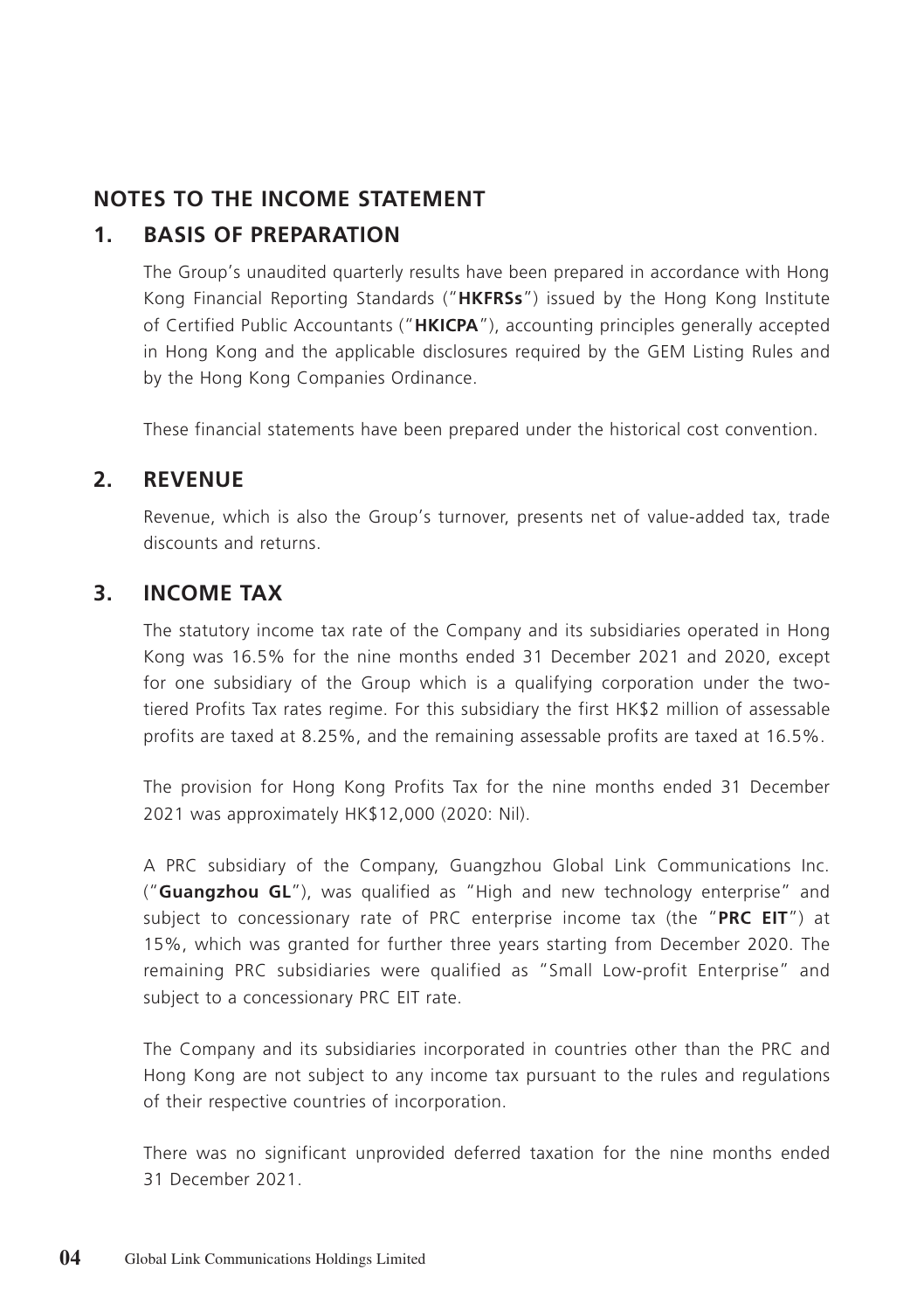## NOTES TO THE INCOME STATEMENT

### 1. BASIS OF PREPARATION

The Group's unaudited quarterly results have been prepared in accordance with Hong Kong Financial Reporting Standards ("**HKFRSs**") issued by the Hong Kong Institute of Certified Public Accountants ("**HKICPA**"), accounting principles generally accepted in Hong Kong and the applicable disclosures required by the GEM Listing Rules and by the Hong Kong Companies Ordinance.

These financial statements have been prepared under the historical cost convention.

### 2. REVENUE

Revenue, which is also the Group's turnover, presents net of value-added tax, trade discounts and returns.

### 3. INCOME TAX

The statutory income tax rate of the Company and its subsidiaries operated in Hong Kong was 16.5% for the nine months ended 31 December 2021 and 2020, except for one subsidiary of the Group which is a qualifying corporation under the two-tiered Profits Tax rates regime. For this subsidiary the first HK$2 million of assessable profits are taxed at 8.25%, and the remaining assessable profits are taxed at 16.5%.

The provision for Hong Kong Profits Tax for the nine months ended 31 December 2021 was approximately HK$12,000 (2020: Nil).

A PRC subsidiary of the Company, Guangzhou Global Link Communications Inc. ("**Guangzhou GL**"), was qualified as "High and new technology enterprise" and subject to concessionary rate of PRC enterprise income tax (the "**PRC EIT**") at 15%, which was granted for further three years starting from December 2020. The remaining PRC subsidiaries were qualified as "Small Low-profit Enterprise" and subject to a concessionary PRC EIT rate.

The Company and its subsidiaries incorporated in countries other than the PRC and Hong Kong are not subject to any income tax pursuant to the rules and regulations of their respective countries of incorporation.

There was no significant unprovided deferred taxation for the nine months ended 31 December 2021.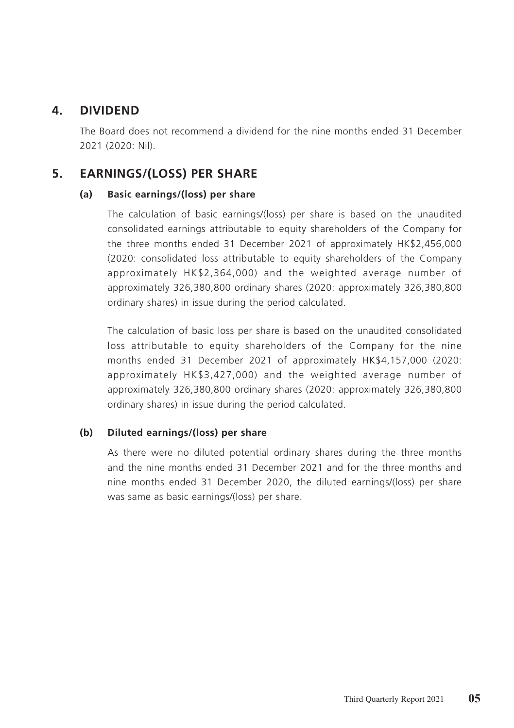## 4. DIVIDEND

The Board does not recommend a dividend for the nine months ended 31 December 2021 (2020: Nil).

## 5. EARNINGS/(LOSS) PER SHARE

### (a) Basic earnings/(loss) per share

The calculation of basic earnings/(loss) per share is based on the unaudited consolidated earnings attributable to equity shareholders of the Company for the three months ended 31 December 2021 of approximately HK$2,456,000 (2020: consolidated loss attributable to equity shareholders of the Company approximately HK$2,364,000) and the weighted average number of approximately 326,380,800 ordinary shares (2020: approximately 326,380,800 ordinary shares) in issue during the period calculated.

The calculation of basic loss per share is based on the unaudited consolidated loss attributable to equity shareholders of the Company for the nine months ended 31 December 2021 of approximately HK$4,157,000 (2020: approximately HK$3,427,000) and the weighted average number of approximately 326,380,800 ordinary shares (2020: approximately 326,380,800 ordinary shares) in issue during the period calculated.

### (b) Diluted earnings/(loss) per share

As there were no diluted potential ordinary shares during the three months and the nine months ended 31 December 2021 and for the three months and nine months ended 31 December 2020, the diluted earnings/(loss) per share was same as basic earnings/(loss) per share.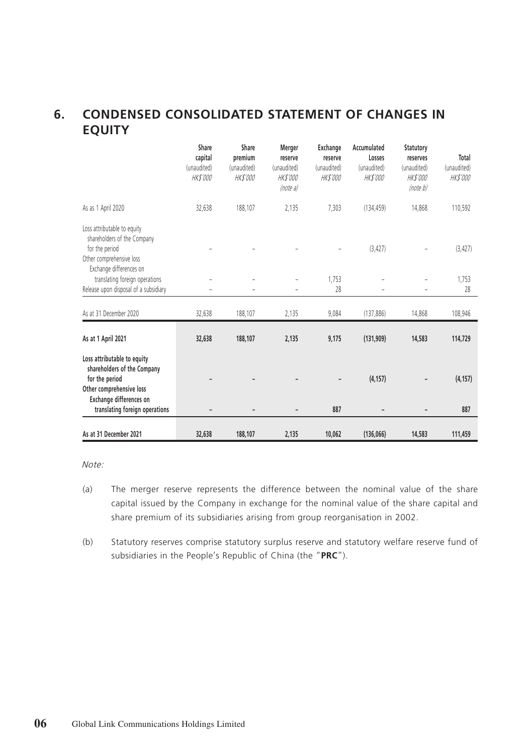## 6. CONDENSED CONSOLIDATED STATEMENT OF CHANGES IN EQUITY

| | Share capital (unaudited) *HK$'000* | Share premium (unaudited) *HK$'000* | Merger reserve (unaudited) *HK$'000* (note a) | Exchange reserve (unaudited) *HK$'000* | Accumulated Losses (unaudited) *HK$'000* | Statutory reserves (unaudited) *HK$'000* (note b) | Total (unaudited) *HK$'000* |
|---|---|---|---|---|---|---|---|
| As as 1 April 2020 | 32,638 | 188,107 | 2,135 | 7,303 | (134,459) | 14,868 | 110,592 |
| Loss attributable to equity shareholders of the Company for the period | – | – | – | – | (3,427) | – | (3,427) |
| Other comprehensive loss | | | | | | | |
| Exchange differences on translating foreign operations | – | – | – | 1,753 | – | – | 1,753 |
| Release upon disposal of a subsidiary | – | – | – | 28 | – | – | 28 |
| As at 31 December 2020 | 32,638 | 188,107 | 2,135 | 9,084 | (137,886) | 14,868 | 108,946 |
| **As at 1 April 2021** | **32,638** | **188,107** | **2,135** | **9,175** | **(131,909)** | **14,583** | **114,729** |
| **Loss attributable to equity shareholders of the Company for the period** | **–** | **–** | **–** | **–** | **(4,157)** | **–** | **(4,157)** |
| **Other comprehensive loss** | | | | | | | |
| **Exchange differences on translating foreign operations** | **–** | **–** | **–** | **887** | **–** | **–** | **887** |
| **As at 31 December 2021** | **32,638** | **188,107** | **2,135** | **10,062** | **(136,066)** | **14,583** | **111,459** |

*Note:*

(a) The merger reserve represents the difference between the nominal value of the share capital issued by the Company in exchange for the nominal value of the share capital and share premium of its subsidiaries arising from group reorganisation in 2002.

(b) Statutory reserves comprise statutory surplus reserve and statutory welfare reserve fund of subsidiaries in the People's Republic of China (the "**PRC**").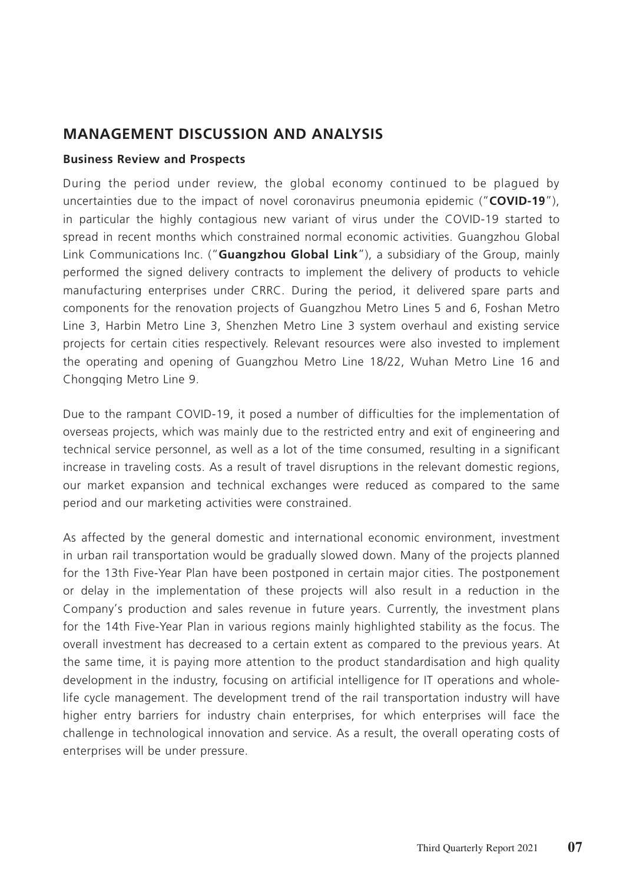## MANAGEMENT DISCUSSION AND ANALYSIS

### Business Review and Prospects

During the period under review, the global economy continued to be plagued by uncertainties due to the impact of novel coronavirus pneumonia epidemic ("**COVID-19**"), in particular the highly contagious new variant of virus under the COVID-19 started to spread in recent months which constrained normal economic activities. Guangzhou Global Link Communications Inc. ("**Guangzhou Global Link**"), a subsidiary of the Group, mainly performed the signed delivery contracts to implement the delivery of products to vehicle manufacturing enterprises under CRRC. During the period, it delivered spare parts and components for the renovation projects of Guangzhou Metro Lines 5 and 6, Foshan Metro Line 3, Harbin Metro Line 3, Shenzhen Metro Line 3 system overhaul and existing service projects for certain cities respectively. Relevant resources were also invested to implement the operating and opening of Guangzhou Metro Line 18/22, Wuhan Metro Line 16 and Chongqing Metro Line 9.

Due to the rampant COVID-19, it posed a number of difficulties for the implementation of overseas projects, which was mainly due to the restricted entry and exit of engineering and technical service personnel, as well as a lot of the time consumed, resulting in a significant increase in traveling costs. As a result of travel disruptions in the relevant domestic regions, our market expansion and technical exchanges were reduced as compared to the same period and our marketing activities were constrained.

As affected by the general domestic and international economic environment, investment in urban rail transportation would be gradually slowed down. Many of the projects planned for the 13th Five-Year Plan have been postponed in certain major cities. The postponement or delay in the implementation of these projects will also result in a reduction in the Company's production and sales revenue in future years. Currently, the investment plans for the 14th Five-Year Plan in various regions mainly highlighted stability as the focus. The overall investment has decreased to a certain extent as compared to the previous years. At the same time, it is paying more attention to the product standardisation and high quality development in the industry, focusing on artificial intelligence for IT operations and whole-life cycle management. The development trend of the rail transportation industry will have higher entry barriers for industry chain enterprises, for which enterprises will face the challenge in technological innovation and service. As a result, the overall operating costs of enterprises will be under pressure.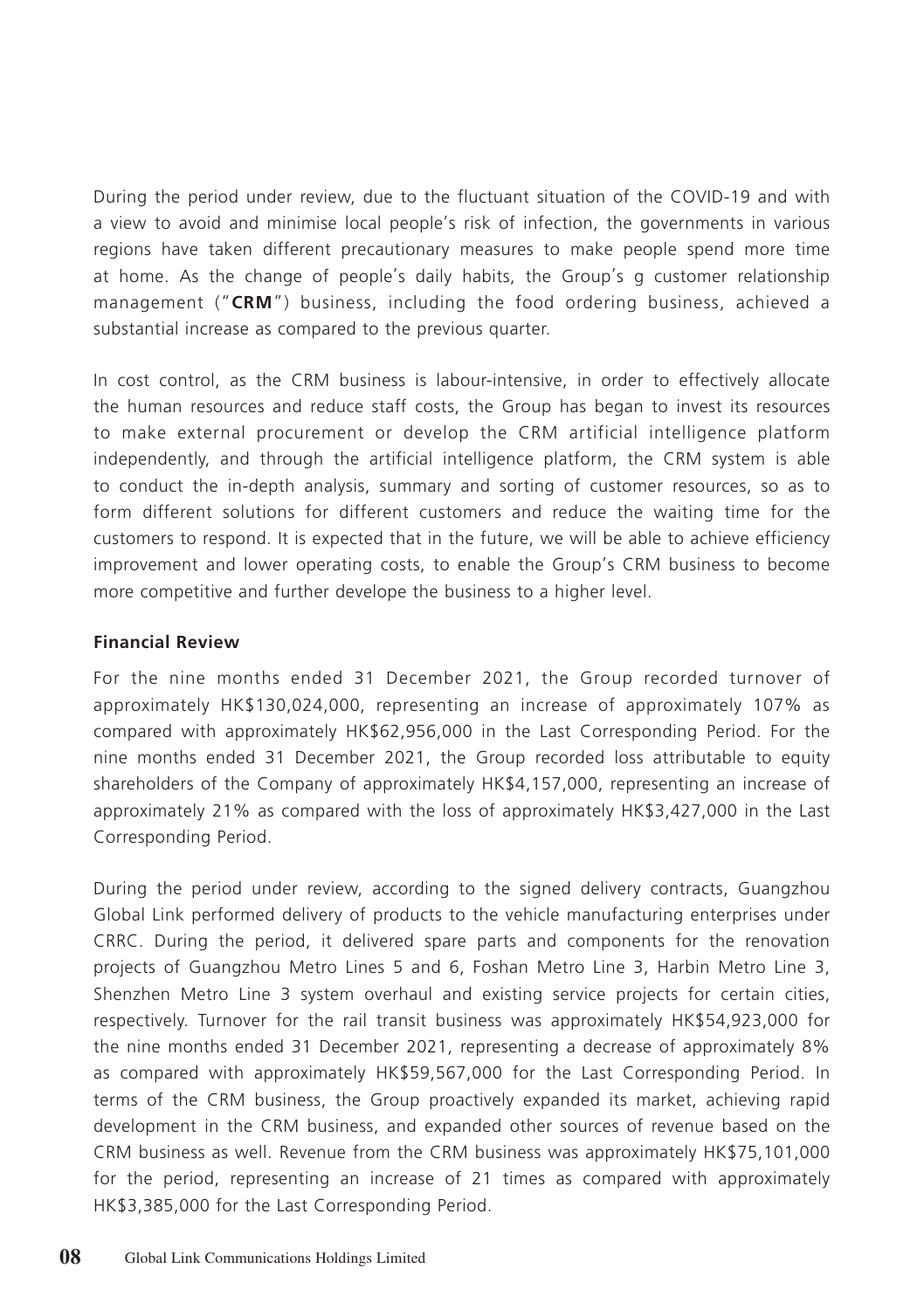During the period under review, due to the fluctuant situation of the COVID-19 and with a view to avoid and minimise local people's risk of infection, the governments in various regions have taken different precautionary measures to make people spend more time at home. As the change of people's daily habits, the Group's g customer relationship management ("**CRM**") business, including the food ordering business, achieved a substantial increase as compared to the previous quarter.

In cost control, as the CRM business is labour-intensive, in order to effectively allocate the human resources and reduce staff costs, the Group has began to invest its resources to make external procurement or develop the CRM artificial intelligence platform independently, and through the artificial intelligence platform, the CRM system is able to conduct the in-depth analysis, summary and sorting of customer resources, so as to form different solutions for different customers and reduce the waiting time for the customers to respond. It is expected that in the future, we will be able to achieve efficiency improvement and lower operating costs, to enable the Group's CRM business to become more competitive and further develope the business to a higher level.

**Financial Review**

For the nine months ended 31 December 2021, the Group recorded turnover of approximately HK$130,024,000, representing an increase of approximately 107% as compared with approximately HK$62,956,000 in the Last Corresponding Period. For the nine months ended 31 December 2021, the Group recorded loss attributable to equity shareholders of the Company of approximately HK$4,157,000, representing an increase of approximately 21% as compared with the loss of approximately HK$3,427,000 in the Last Corresponding Period.

During the period under review, according to the signed delivery contracts, Guangzhou Global Link performed delivery of products to the vehicle manufacturing enterprises under CRRC. During the period, it delivered spare parts and components for the renovation projects of Guangzhou Metro Lines 5 and 6, Foshan Metro Line 3, Harbin Metro Line 3, Shenzhen Metro Line 3 system overhaul and existing service projects for certain cities, respectively. Turnover for the rail transit business was approximately HK$54,923,000 for the nine months ended 31 December 2021, representing a decrease of approximately 8% as compared with approximately HK$59,567,000 for the Last Corresponding Period. In terms of the CRM business, the Group proactively expanded its market, achieving rapid development in the CRM business, and expanded other sources of revenue based on the CRM business as well. Revenue from the CRM business was approximately HK$75,101,000 for the period, representing an increase of 21 times as compared with approximately HK$3,385,000 for the Last Corresponding Period.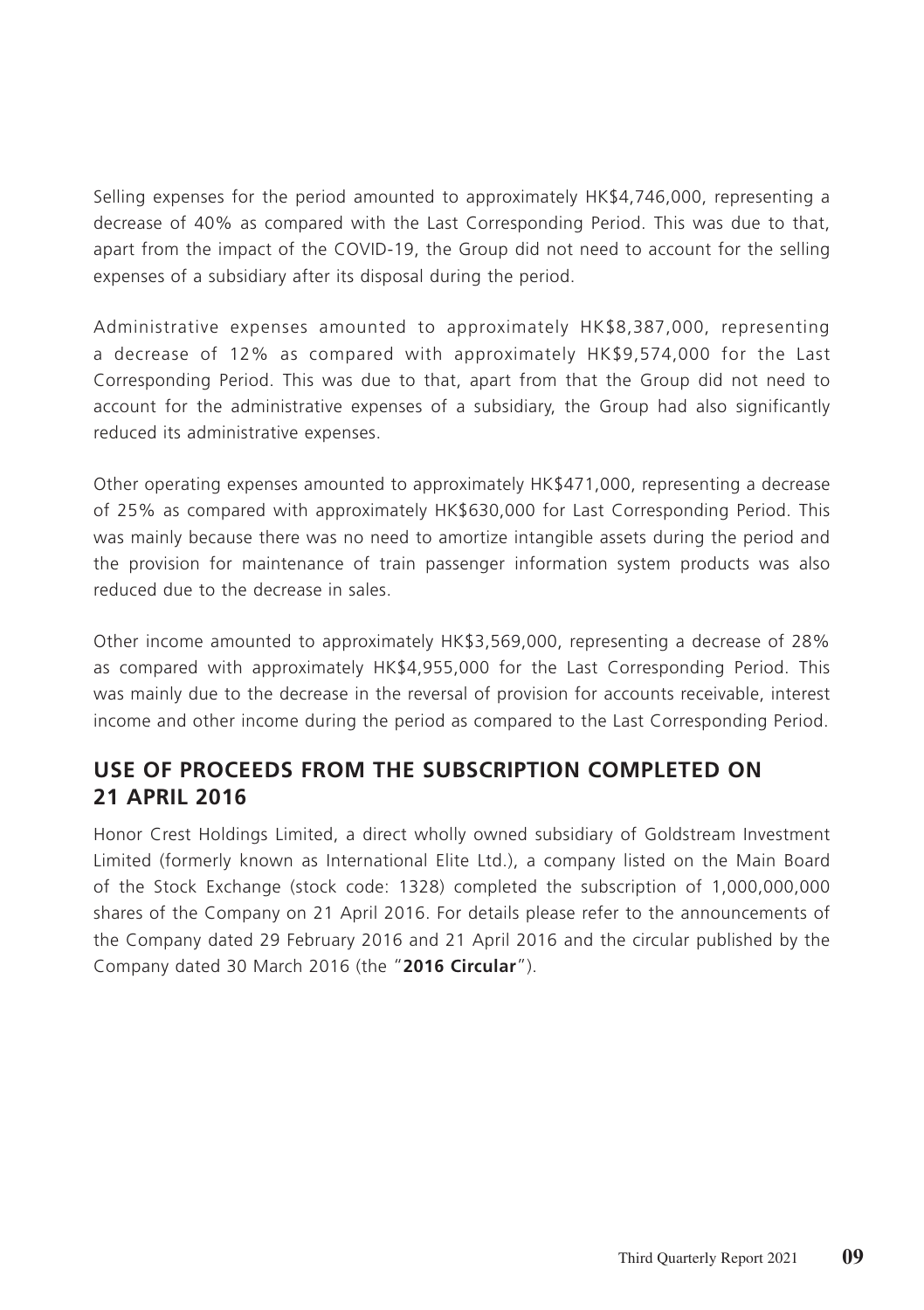Selling expenses for the period amounted to approximately HK$4,746,000, representing a decrease of 40% as compared with the Last Corresponding Period. This was due to that, apart from the impact of the COVID-19, the Group did not need to account for the selling expenses of a subsidiary after its disposal during the period.

Administrative expenses amounted to approximately HK$8,387,000, representing a decrease of 12% as compared with approximately HK$9,574,000 for the Last Corresponding Period. This was due to that, apart from that the Group did not need to account for the administrative expenses of a subsidiary, the Group had also significantly reduced its administrative expenses.

Other operating expenses amounted to approximately HK$471,000, representing a decrease of 25% as compared with approximately HK$630,000 for Last Corresponding Period. This was mainly because there was no need to amortize intangible assets during the period and the provision for maintenance of train passenger information system products was also reduced due to the decrease in sales.

Other income amounted to approximately HK$3,569,000, representing a decrease of 28% as compared with approximately HK$4,955,000 for the Last Corresponding Period. This was mainly due to the decrease in the reversal of provision for accounts receivable, interest income and other income during the period as compared to the Last Corresponding Period.

## USE OF PROCEEDS FROM THE SUBSCRIPTION COMPLETED ON 21 APRIL 2016

Honor Crest Holdings Limited, a direct wholly owned subsidiary of Goldstream Investment Limited (formerly known as International Elite Ltd.), a company listed on the Main Board of the Stock Exchange (stock code: 1328) completed the subscription of 1,000,000,000 shares of the Company on 21 April 2016. For details please refer to the announcements of the Company dated 29 February 2016 and 21 April 2016 and the circular published by the Company dated 30 March 2016 (the "**2016 Circular**").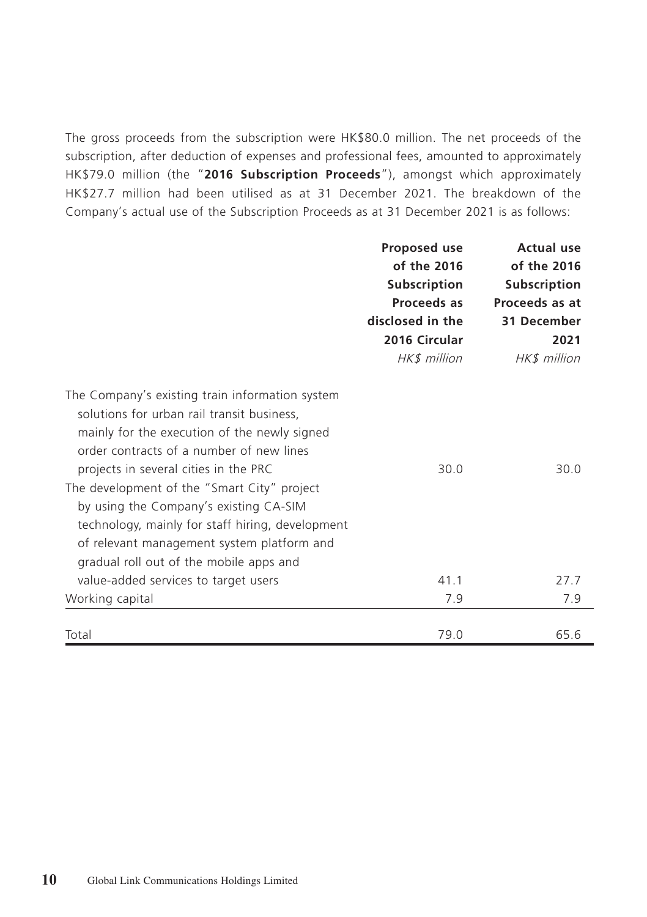The gross proceeds from the subscription were HK$80.0 million. The net proceeds of the subscription, after deduction of expenses and professional fees, amounted to approximately HK$79.0 million (the "**2016 Subscription Proceeds**"), amongst which approximately HK$27.7 million had been utilised as at 31 December 2021. The breakdown of the Company's actual use of the Subscription Proceeds as at 31 December 2021 is as follows:

| | **Proposed use of the 2016 Subscription Proceeds as disclosed in the 2016 Circular** | **Actual use of the 2016 Subscription Proceeds as at 31 December 2021** |
|---|---|---|
| | *HK$ million* | *HK$ million* |
| The Company's existing train information system solutions for urban rail transit business, mainly for the execution of the newly signed order contracts of a number of new lines projects in several cities in the PRC | 30.0 | 30.0 |
| The development of the "Smart City" project by using the Company's existing CA-SIM technology, mainly for staff hiring, development of relevant management system platform and gradual roll out of the mobile apps and value-added services to target users | 41.1 | 27.7 |
| Working capital | 7.9 | 7.9 |
| Total | 79.0 | 65.6 |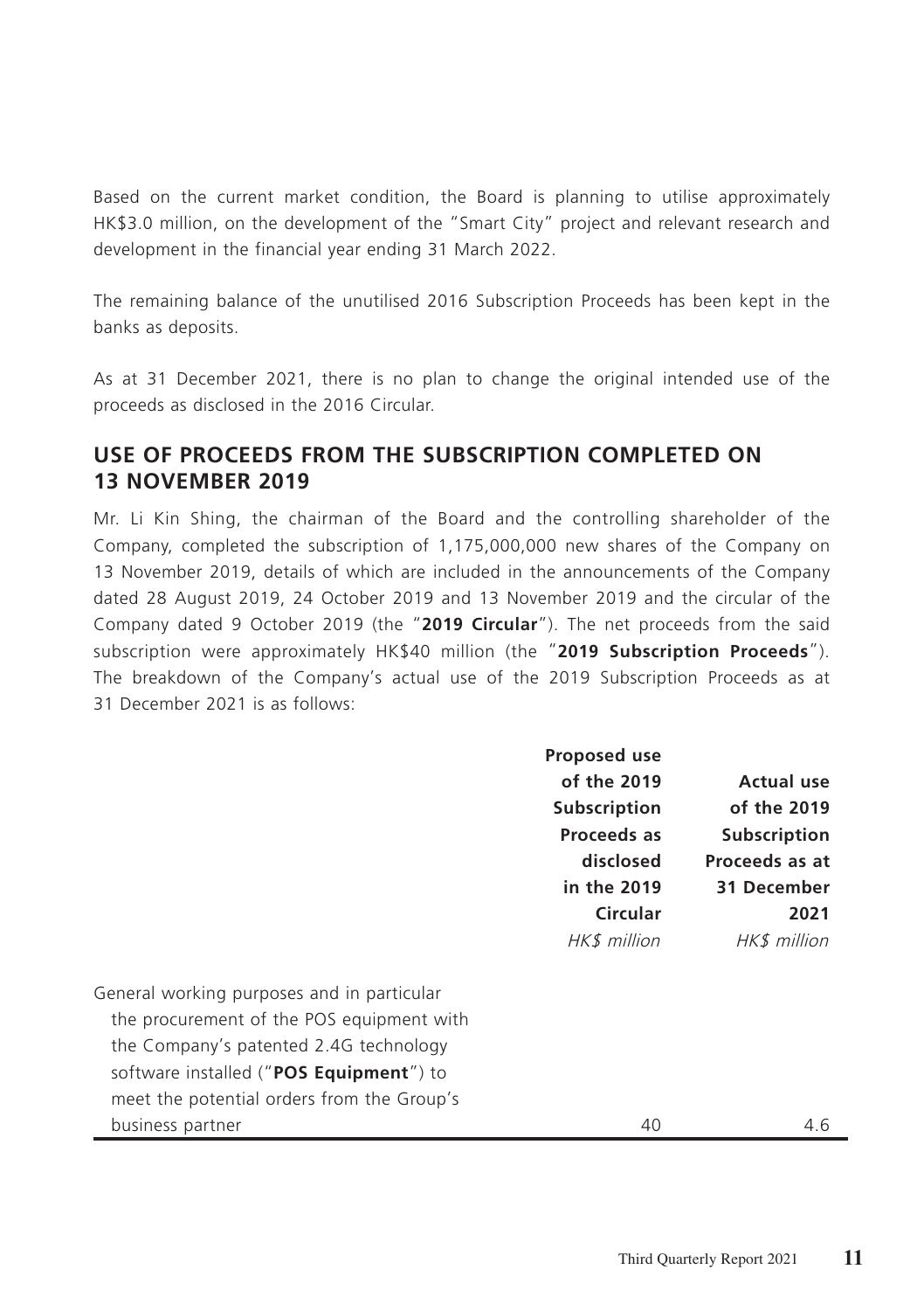Based on the current market condition, the Board is planning to utilise approximately HK$3.0 million, on the development of the "Smart City" project and relevant research and development in the financial year ending 31 March 2022.

The remaining balance of the unutilised 2016 Subscription Proceeds has been kept in the banks as deposits.

As at 31 December 2021, there is no plan to change the original intended use of the proceeds as disclosed in the 2016 Circular.

## USE OF PROCEEDS FROM THE SUBSCRIPTION COMPLETED ON 13 NOVEMBER 2019

Mr. Li Kin Shing, the chairman of the Board and the controlling shareholder of the Company, completed the subscription of 1,175,000,000 new shares of the Company on 13 November 2019, details of which are included in the announcements of the Company dated 28 August 2019, 24 October 2019 and 13 November 2019 and the circular of the Company dated 9 October 2019 (the "**2019 Circular**"). The net proceeds from the said subscription were approximately HK$40 million (the "**2019 Subscription Proceeds**"). The breakdown of the Company's actual use of the 2019 Subscription Proceeds as at 31 December 2021 is as follows:

| | **Proposed use of the 2019 Subscription Proceeds as disclosed in the 2019 Circular** *HK$ million* | **Actual use of the 2019 Subscription Proceeds as at 31 December 2021** *HK$ million* |
|---|---|---|
| General working purposes and in particular the procurement of the POS equipment with the Company's patented 2.4G technology software installed ("**POS Equipment**") to meet the potential orders from the Group's business partner | 40 | 4.6 |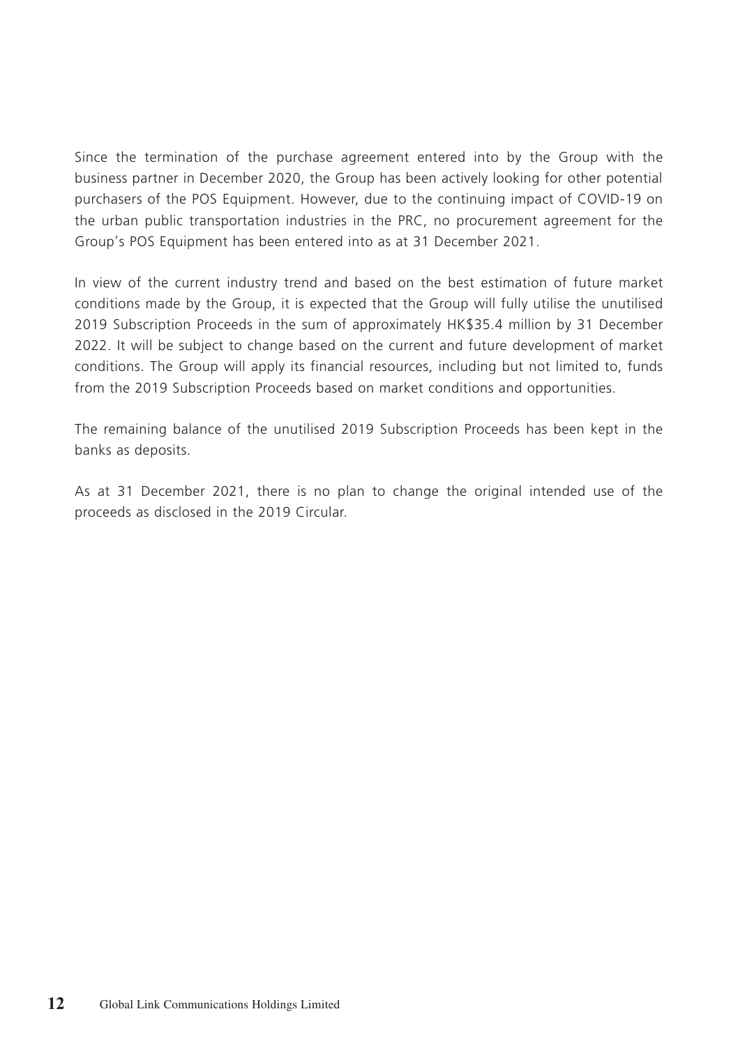Since the termination of the purchase agreement entered into by the Group with the business partner in December 2020, the Group has been actively looking for other potential purchasers of the POS Equipment. However, due to the continuing impact of COVID-19 on the urban public transportation industries in the PRC, no procurement agreement for the Group's POS Equipment has been entered into as at 31 December 2021.

In view of the current industry trend and based on the best estimation of future market conditions made by the Group, it is expected that the Group will fully utilise the unutilised 2019 Subscription Proceeds in the sum of approximately HK$35.4 million by 31 December 2022. It will be subject to change based on the current and future development of market conditions. The Group will apply its financial resources, including but not limited to, funds from the 2019 Subscription Proceeds based on market conditions and opportunities.

The remaining balance of the unutilised 2019 Subscription Proceeds has been kept in the banks as deposits.

As at 31 December 2021, there is no plan to change the original intended use of the proceeds as disclosed in the 2019 Circular.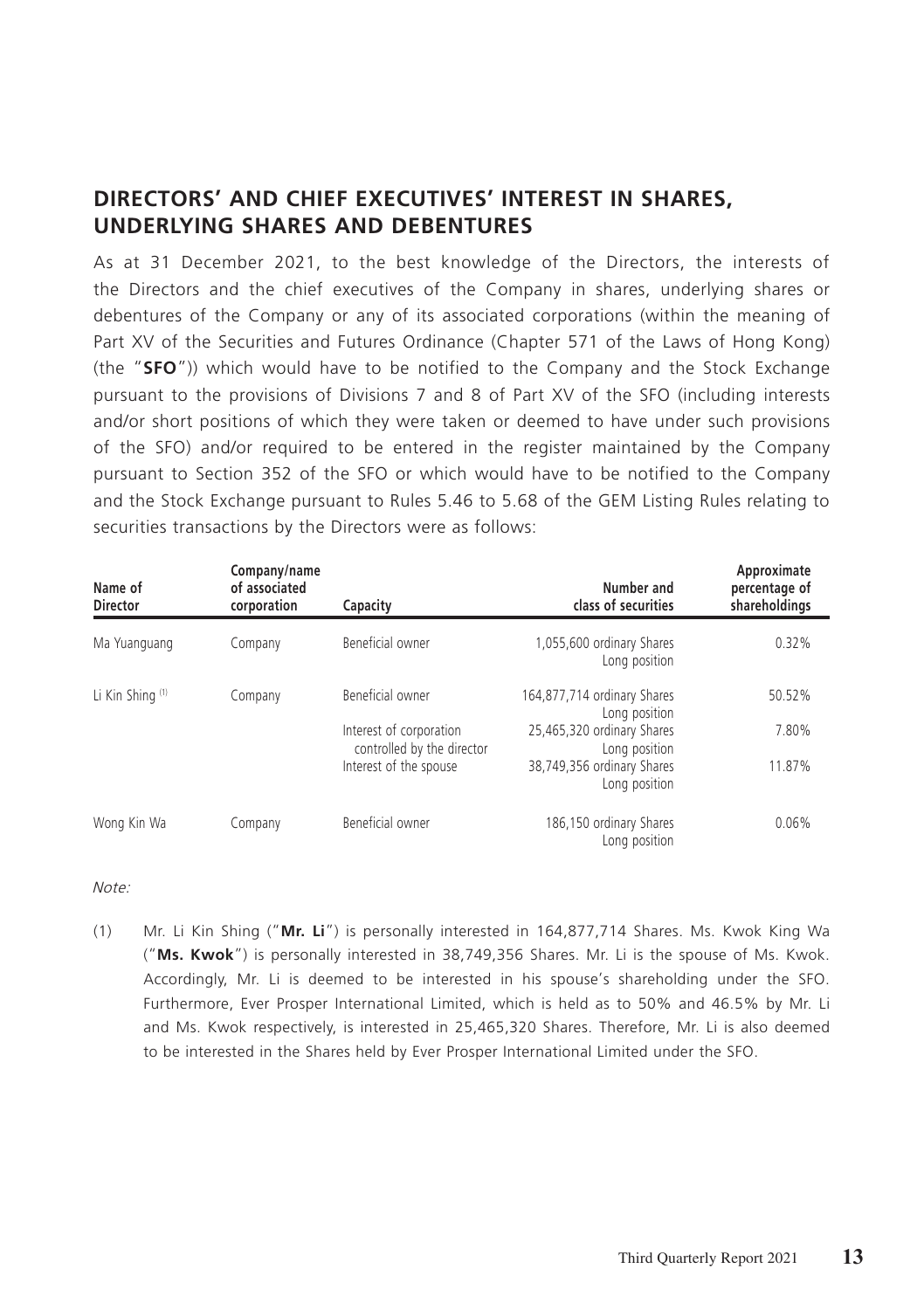## DIRECTORS' AND CHIEF EXECUTIVES' INTEREST IN SHARES, UNDERLYING SHARES AND DEBENTURES

As at 31 December 2021, to the best knowledge of the Directors, the interests of the Directors and the chief executives of the Company in shares, underlying shares or debentures of the Company or any of its associated corporations (within the meaning of Part XV of the Securities and Futures Ordinance (Chapter 571 of the Laws of Hong Kong) (the "**SFO**")) which would have to be notified to the Company and the Stock Exchange pursuant to the provisions of Divisions 7 and 8 of Part XV of the SFO (including interests and/or short positions of which they were taken or deemed to have under such provisions of the SFO) and/or required to be entered in the register maintained by the Company pursuant to Section 352 of the SFO or which would have to be notified to the Company and the Stock Exchange pursuant to Rules 5.46 to 5.68 of the GEM Listing Rules relating to securities transactions by the Directors were as follows:

| Name of Director | Company/name of associated corporation | Capacity | Number and class of securities | Approximate percentage of shareholdings |
|---|---|---|---|---|
| Ma Yuanguang | Company | Beneficial owner | 1,055,600 ordinary Shares Long position | 0.32% |
| Li Kin Shing [(1)] | Company | Beneficial owner | 164,877,714 ordinary Shares Long position | 50.52% |
| | | Interest of corporation controlled by the director | 25,465,320 ordinary Shares Long position | 7.80% |
| | | Interest of the spouse | 38,749,356 ordinary Shares Long position | 11.87% |
| Wong Kin Wa | Company | Beneficial owner | 186,150 ordinary Shares Long position | 0.06% |

*Note:*

(1) Mr. Li Kin Shing ("**Mr. Li**") is personally interested in 164,877,714 Shares. Ms. Kwok King Wa ("**Ms. Kwok**") is personally interested in 38,749,356 Shares. Mr. Li is the spouse of Ms. Kwok. Accordingly, Mr. Li is deemed to be interested in his spouse's shareholding under the SFO. Furthermore, Ever Prosper International Limited, which is held as to 50% and 46.5% by Mr. Li and Ms. Kwok respectively, is interested in 25,465,320 Shares. Therefore, Mr. Li is also deemed to be interested in the Shares held by Ever Prosper International Limited under the SFO.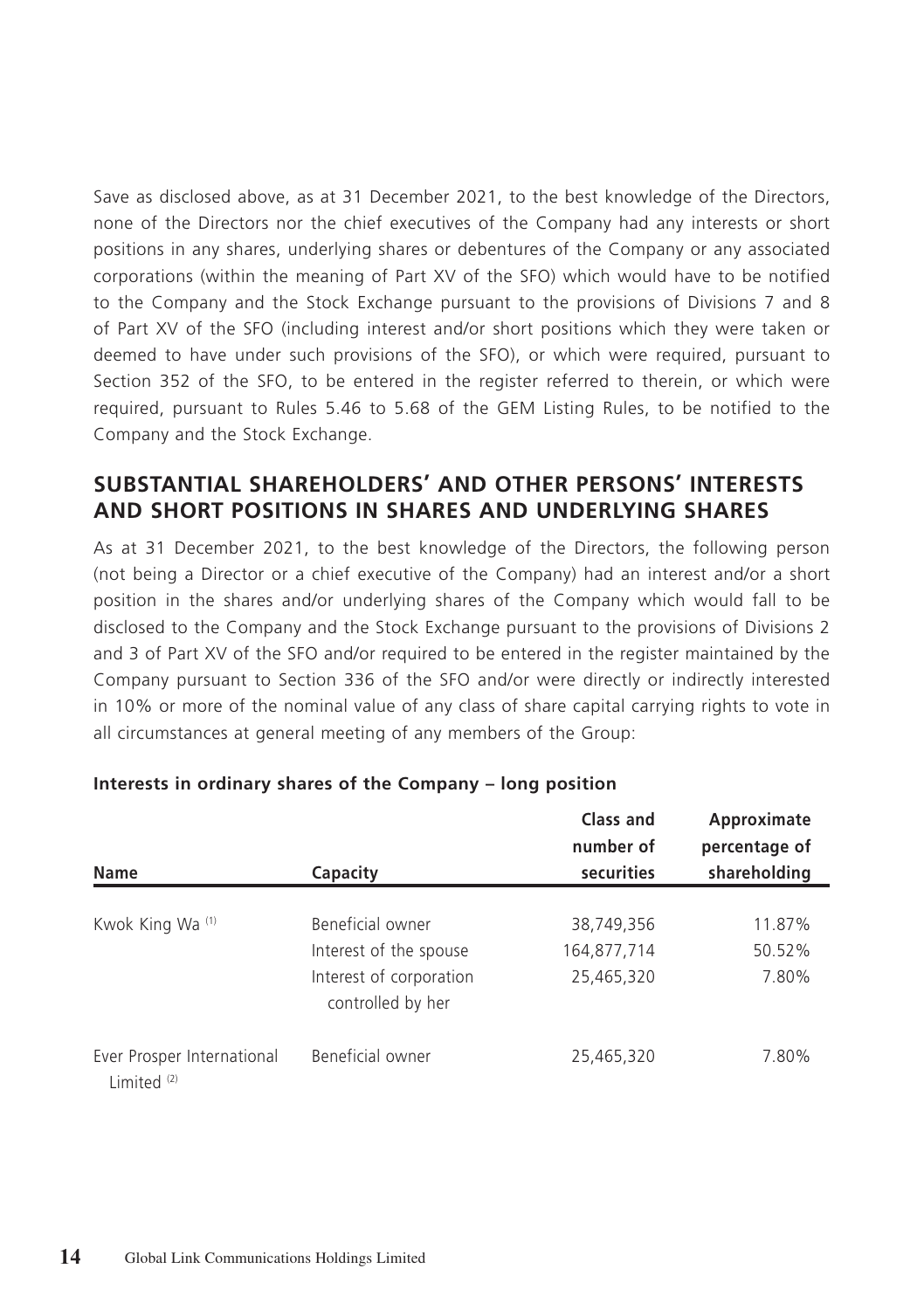Save as disclosed above, as at 31 December 2021, to the best knowledge of the Directors, none of the Directors nor the chief executives of the Company had any interests or short positions in any shares, underlying shares or debentures of the Company or any associated corporations (within the meaning of Part XV of the SFO) which would have to be notified to the Company and the Stock Exchange pursuant to the provisions of Divisions 7 and 8 of Part XV of the SFO (including interest and/or short positions which they were taken or deemed to have under such provisions of the SFO), or which were required, pursuant to Section 352 of the SFO, to be entered in the register referred to therein, or which were required, pursuant to Rules 5.46 to 5.68 of the GEM Listing Rules, to be notified to the Company and the Stock Exchange.

## SUBSTANTIAL SHAREHOLDERS' AND OTHER PERSONS' INTERESTS AND SHORT POSITIONS IN SHARES AND UNDERLYING SHARES

As at 31 December 2021, to the best knowledge of the Directors, the following person (not being a Director or a chief executive of the Company) had an interest and/or a short position in the shares and/or underlying shares of the Company which would fall to be disclosed to the Company and the Stock Exchange pursuant to the provisions of Divisions 2 and 3 of Part XV of the SFO and/or required to be entered in the register maintained by the Company pursuant to Section 336 of the SFO and/or were directly or indirectly interested in 10% or more of the nominal value of any class of share capital carrying rights to vote in all circumstances at general meeting of any members of the Group:

**Interests in ordinary shares of the Company – long position**

| Name | Capacity | Class and number of securities | Approximate percentage of shareholding |
|---|---|---|---|
| Kwok King Wa [(1)] | Beneficial owner | 38,749,356 | 11.87% |
| | Interest of the spouse | 164,877,714 | 50.52% |
| | Interest of corporation controlled by her | 25,465,320 | 7.80% |
| Ever Prosper International Limited [(2)] | Beneficial owner | 25,465,320 | 7.80% |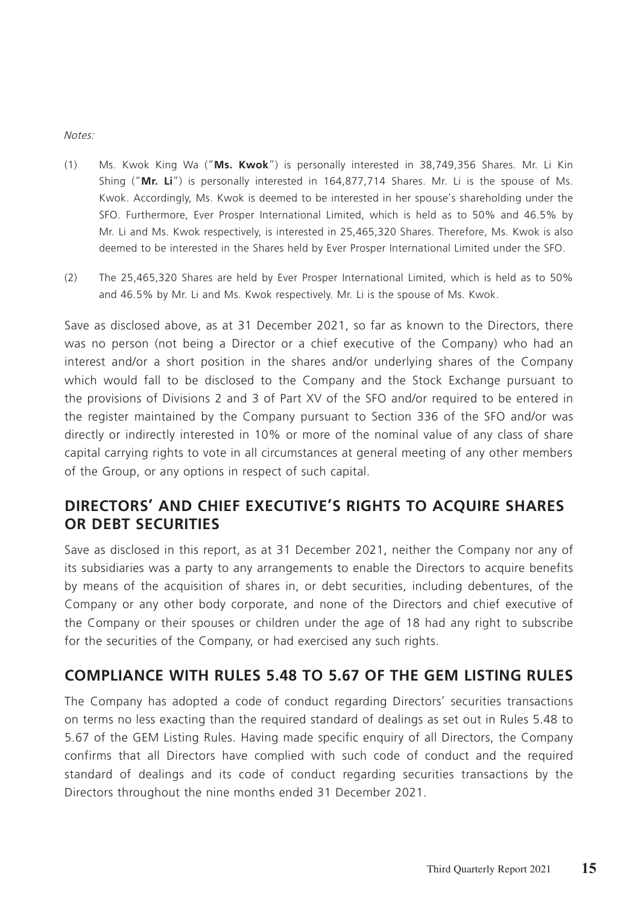*Notes:*

(1) Ms. Kwok King Wa ("**Ms. Kwok**") is personally interested in 38,749,356 Shares. Mr. Li Kin Shing ("**Mr. Li**") is personally interested in 164,877,714 Shares. Mr. Li is the spouse of Ms. Kwok. Accordingly, Ms. Kwok is deemed to be interested in her spouse's shareholding under the SFO. Furthermore, Ever Prosper International Limited, which is held as to 50% and 46.5% by Mr. Li and Ms. Kwok respectively, is interested in 25,465,320 Shares. Therefore, Ms. Kwok is also deemed to be interested in the Shares held by Ever Prosper International Limited under the SFO.

(2) The 25,465,320 Shares are held by Ever Prosper International Limited, which is held as to 50% and 46.5% by Mr. Li and Ms. Kwok respectively. Mr. Li is the spouse of Ms. Kwok.

Save as disclosed above, as at 31 December 2021, so far as known to the Directors, there was no person (not being a Director or a chief executive of the Company) who had an interest and/or a short position in the shares and/or underlying shares of the Company which would fall to be disclosed to the Company and the Stock Exchange pursuant to the provisions of Divisions 2 and 3 of Part XV of the SFO and/or required to be entered in the register maintained by the Company pursuant to Section 336 of the SFO and/or was directly or indirectly interested in 10% or more of the nominal value of any class of share capital carrying rights to vote in all circumstances at general meeting of any other members of the Group, or any options in respect of such capital.

## DIRECTORS' AND CHIEF EXECUTIVE'S RIGHTS TO ACQUIRE SHARES OR DEBT SECURITIES

Save as disclosed in this report, as at 31 December 2021, neither the Company nor any of its subsidiaries was a party to any arrangements to enable the Directors to acquire benefits by means of the acquisition of shares in, or debt securities, including debentures, of the Company or any other body corporate, and none of the Directors and chief executive of the Company or their spouses or children under the age of 18 had any right to subscribe for the securities of the Company, or had exercised any such rights.

## COMPLIANCE WITH RULES 5.48 TO 5.67 OF THE GEM LISTING RULES

The Company has adopted a code of conduct regarding Directors' securities transactions on terms no less exacting than the required standard of dealings as set out in Rules 5.48 to 5.67 of the GEM Listing Rules. Having made specific enquiry of all Directors, the Company confirms that all Directors have complied with such code of conduct and the required standard of dealings and its code of conduct regarding securities transactions by the Directors throughout the nine months ended 31 December 2021.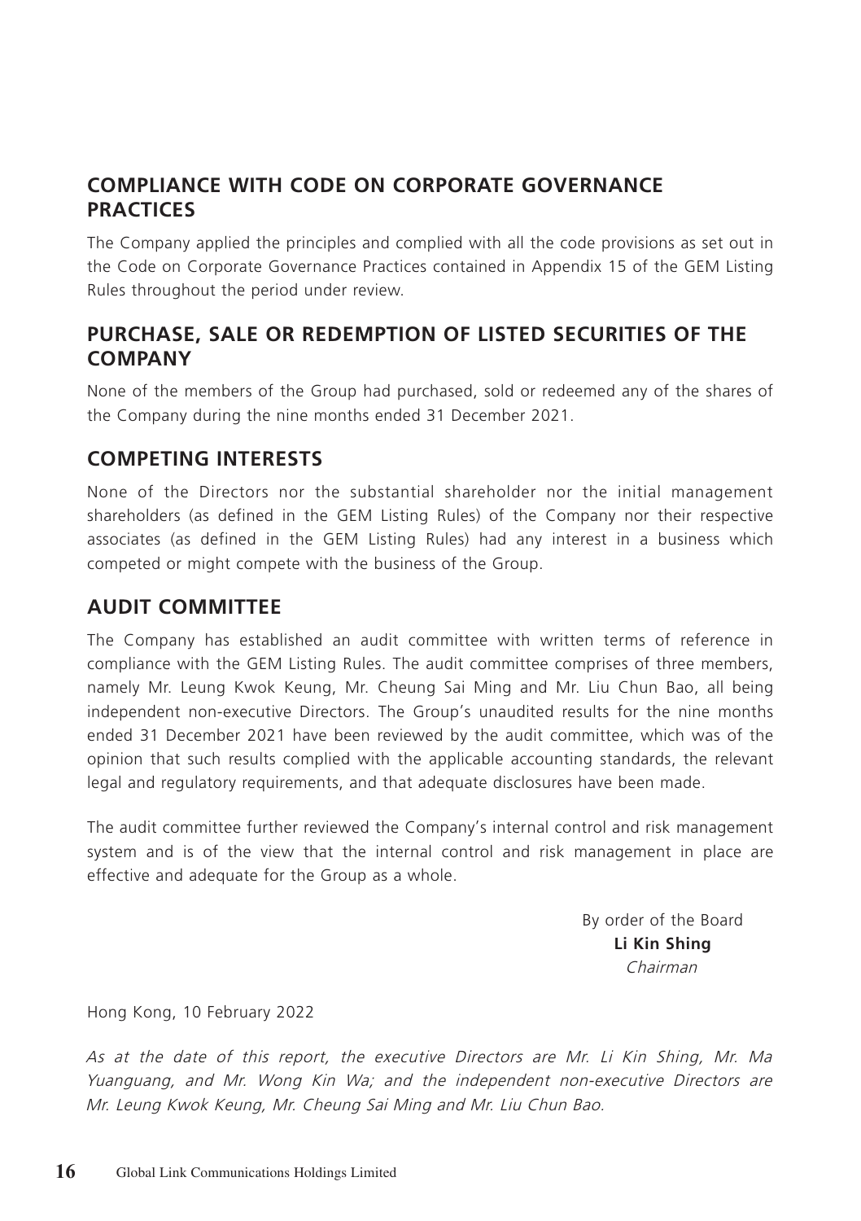## COMPLIANCE WITH CODE ON CORPORATE GOVERNANCE PRACTICES

The Company applied the principles and complied with all the code provisions as set out in the Code on Corporate Governance Practices contained in Appendix 15 of the GEM Listing Rules throughout the period under review.

## PURCHASE, SALE OR REDEMPTION OF LISTED SECURITIES OF THE COMPANY

None of the members of the Group had purchased, sold or redeemed any of the shares of the Company during the nine months ended 31 December 2021.

## COMPETING INTERESTS

None of the Directors nor the substantial shareholder nor the initial management shareholders (as defined in the GEM Listing Rules) of the Company nor their respective associates (as defined in the GEM Listing Rules) had any interest in a business which competed or might compete with the business of the Group.

## AUDIT COMMITTEE

The Company has established an audit committee with written terms of reference in compliance with the GEM Listing Rules. The audit committee comprises of three members, namely Mr. Leung Kwok Keung, Mr. Cheung Sai Ming and Mr. Liu Chun Bao, all being independent non-executive Directors. The Group's unaudited results for the nine months ended 31 December 2021 have been reviewed by the audit committee, which was of the opinion that such results complied with the applicable accounting standards, the relevant legal and regulatory requirements, and that adequate disclosures have been made.

The audit committee further reviewed the Company's internal control and risk management system and is of the view that the internal control and risk management in place are effective and adequate for the Group as a whole.

By order of the Board
**Li Kin Shing**
*Chairman*

Hong Kong, 10 February 2022

*As at the date of this report, the executive Directors are Mr. Li Kin Shing, Mr. Ma Yuanguang, and Mr. Wong Kin Wa; and the independent non-executive Directors are Mr. Leung Kwok Keung, Mr. Cheung Sai Ming and Mr. Liu Chun Bao.*